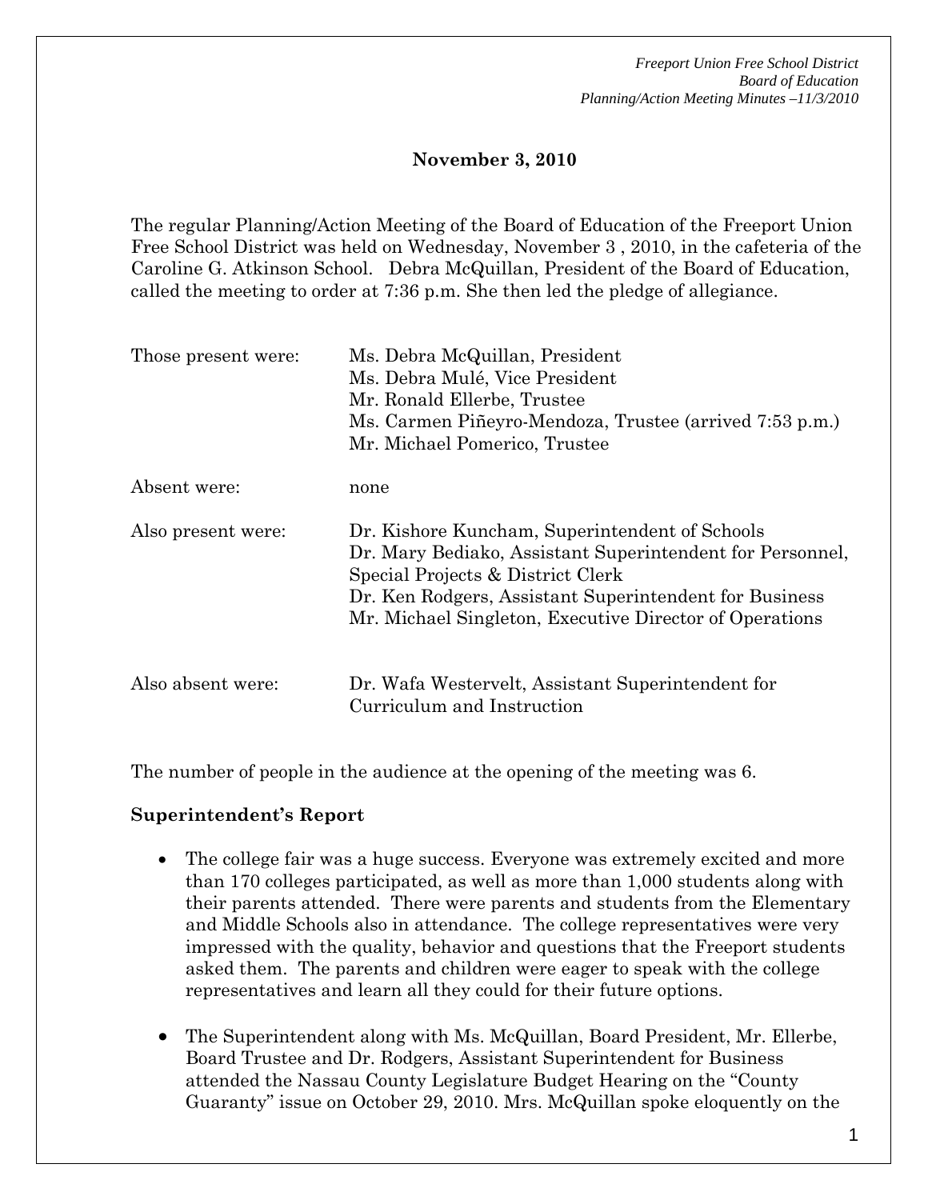**November 3, 2010**

The regular Planning/Action Meeting of the Board of Education of the Freeport Union Free School District was held on Wednesday, November 3 , 2010, in the cafeteria of the Caroline G. Atkinson School. Debra McQuillan, President of the Board of Education, called the meeting to order at 7:36 p.m. She then led the pledge of allegiance.

| | |
|---|---|
| Those present were: | Ms. Debra McQuillan, President<br>Ms. Debra Mulé, Vice President<br>Mr. Ronald Ellerbe, Trustee<br>Ms. Carmen Piñeyro-Mendoza, Trustee (arrived 7:53 p.m.)<br>Mr. Michael Pomerico, Trustee |
| Absent were: | none |
| Also present were: | Dr. Kishore Kuncham, Superintendent of Schools<br>Dr. Mary Bediako, Assistant Superintendent for Personnel, Special Projects & District Clerk<br>Dr. Ken Rodgers, Assistant Superintendent for Business<br>Mr. Michael Singleton, Executive Director of Operations |
| Also absent were: | Dr. Wafa Westervelt, Assistant Superintendent for Curriculum and Instruction |

The number of people in the audience at the opening of the meeting was 6.

**Superintendent's Report**

- The college fair was a huge success. Everyone was extremely excited and more than 170 colleges participated, as well as more than 1,000 students along with their parents attended. There were parents and students from the Elementary and Middle Schools also in attendance. The college representatives were very impressed with the quality, behavior and questions that the Freeport students asked them. The parents and children were eager to speak with the college representatives and learn all they could for their future options.

- The Superintendent along with Ms. McQuillan, Board President, Mr. Ellerbe, Board Trustee and Dr. Rodgers, Assistant Superintendent for Business attended the Nassau County Legislature Budget Hearing on the "County Guaranty" issue on October 29, 2010. Mrs. McQuillan spoke eloquently on the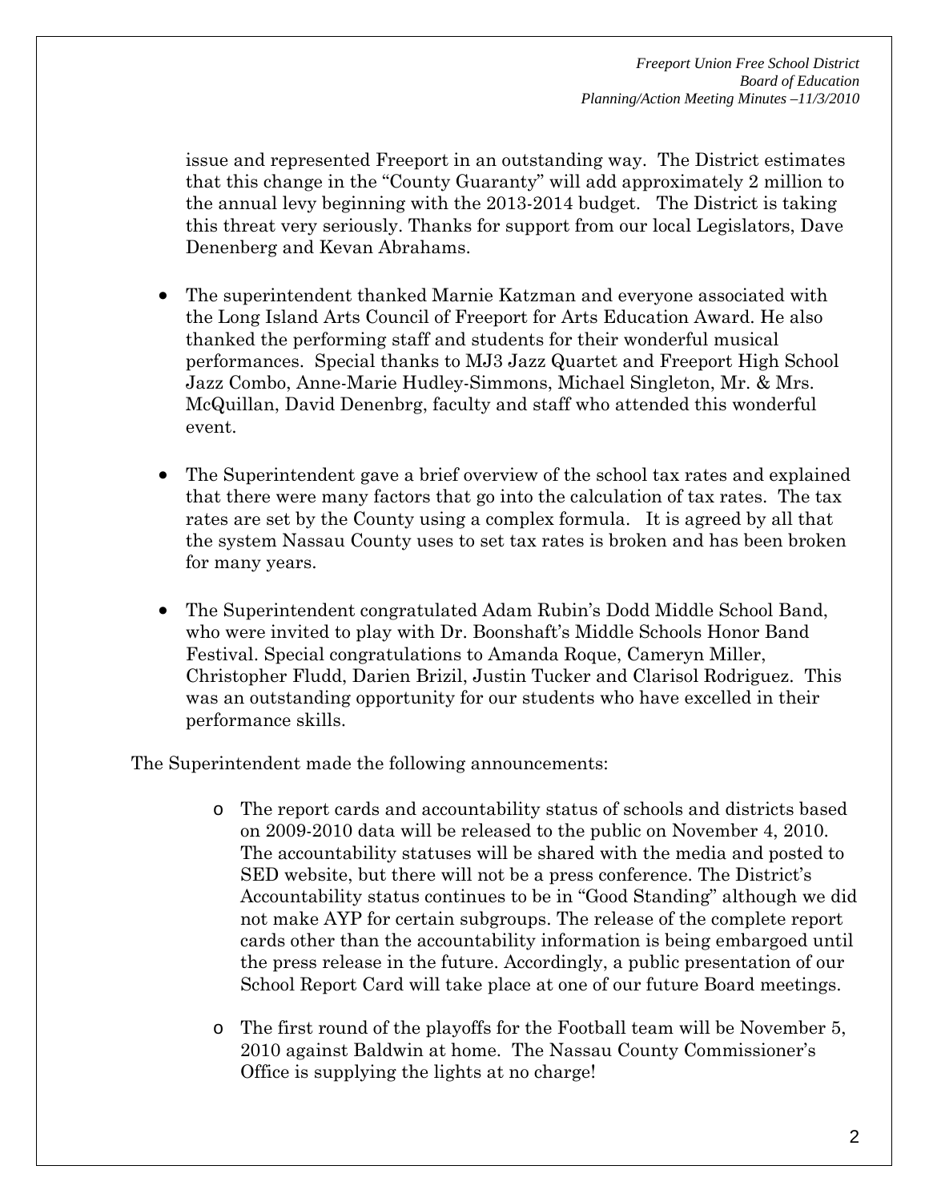issue and represented Freeport in an outstanding way. The District estimates that this change in the "County Guaranty" will add approximately 2 million to the annual levy beginning with the 2013-2014 budget. The District is taking this threat very seriously. Thanks for support from our local Legislators, Dave Denenberg and Kevan Abrahams.

- The superintendent thanked Marnie Katzman and everyone associated with the Long Island Arts Council of Freeport for Arts Education Award. He also thanked the performing staff and students for their wonderful musical performances. Special thanks to MJ3 Jazz Quartet and Freeport High School Jazz Combo, Anne-Marie Hudley-Simmons, Michael Singleton, Mr. & Mrs. McQuillan, David Denenbrg, faculty and staff who attended this wonderful event.

- The Superintendent gave a brief overview of the school tax rates and explained that there were many factors that go into the calculation of tax rates. The tax rates are set by the County using a complex formula. It is agreed by all that the system Nassau County uses to set tax rates is broken and has been broken for many years.

- The Superintendent congratulated Adam Rubin's Dodd Middle School Band, who were invited to play with Dr. Boonshaft's Middle Schools Honor Band Festival. Special congratulations to Amanda Roque, Cameryn Miller, Christopher Fludd, Darien Brizil, Justin Tucker and Clarisol Rodriguez. This was an outstanding opportunity for our students who have excelled in their performance skills.

The Superintendent made the following announcements:

  - The report cards and accountability status of schools and districts based on 2009-2010 data will be released to the public on November 4, 2010. The accountability statuses will be shared with the media and posted to SED website, but there will not be a press conference. The District's Accountability status continues to be in "Good Standing" although we did not make AYP for certain subgroups. The release of the complete report cards other than the accountability information is being embargoed until the press release in the future. Accordingly, a public presentation of our School Report Card will take place at one of our future Board meetings.

  - The first round of the playoffs for the Football team will be November 5, 2010 against Baldwin at home. The Nassau County Commissioner's Office is supplying the lights at no charge!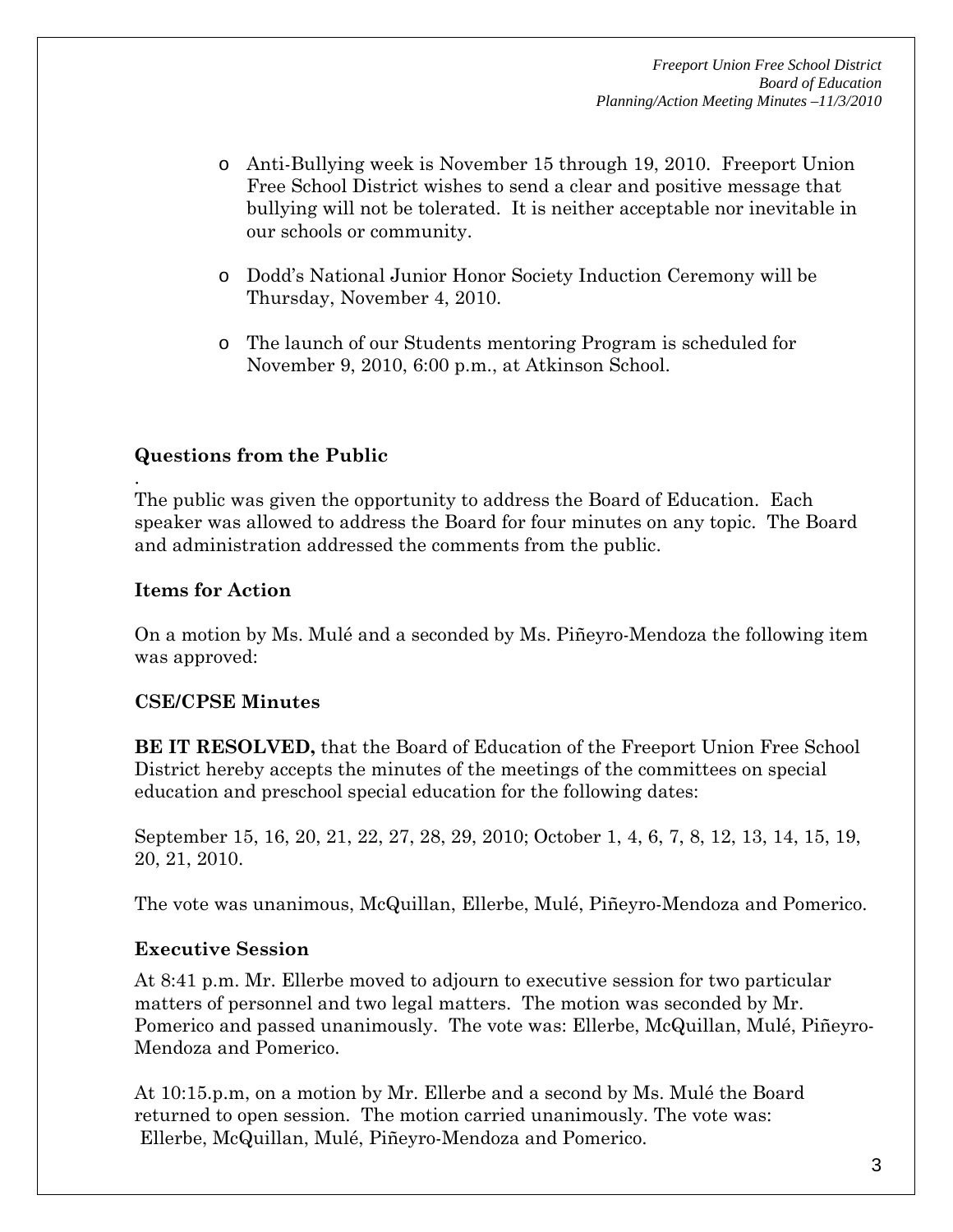- Anti-Bullying week is November 15 through 19, 2010. Freeport Union Free School District wishes to send a clear and positive message that bullying will not be tolerated. It is neither acceptable nor inevitable in our schools or community.

- Dodd's National Junior Honor Society Induction Ceremony will be Thursday, November 4, 2010.

- The launch of our Students mentoring Program is scheduled for November 9, 2010, 6:00 p.m., at Atkinson School.

**Questions from the Public**

.
The public was given the opportunity to address the Board of Education. Each speaker was allowed to address the Board for four minutes on any topic. The Board and administration addressed the comments from the public.

**Items for Action**

On a motion by Ms. Mulé and a seconded by Ms. Piñeyro-Mendoza the following item was approved:

**CSE/CPSE Minutes**

**BE IT RESOLVED,** that the Board of Education of the Freeport Union Free School District hereby accepts the minutes of the meetings of the committees on special education and preschool special education for the following dates:

September 15, 16, 20, 21, 22, 27, 28, 29, 2010; October 1, 4, 6, 7, 8, 12, 13, 14, 15, 19, 20, 21, 2010.

The vote was unanimous, McQuillan, Ellerbe, Mulé, Piñeyro-Mendoza and Pomerico.

**Executive Session**

At 8:41 p.m. Mr. Ellerbe moved to adjourn to executive session for two particular matters of personnel and two legal matters. The motion was seconded by Mr. Pomerico and passed unanimously. The vote was: Ellerbe, McQuillan, Mulé, Piñeyro-Mendoza and Pomerico.

At 10:15.p.m, on a motion by Mr. Ellerbe and a second by Ms. Mulé the Board returned to open session. The motion carried unanimously. The vote was: Ellerbe, McQuillan, Mulé, Piñeyro-Mendoza and Pomerico.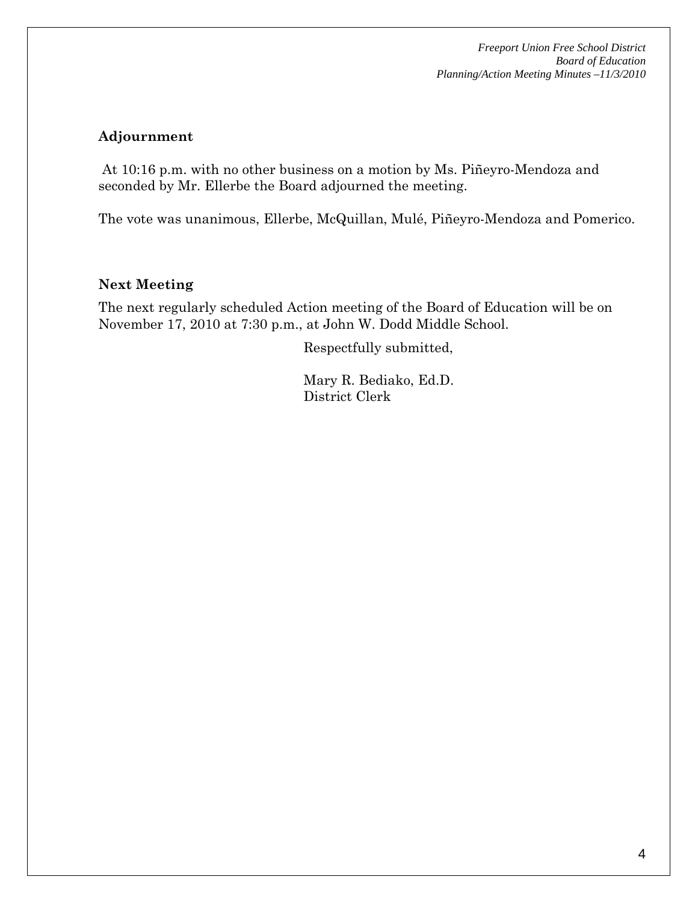**Adjournment**

At 10:16 p.m. with no other business on a motion by Ms. Piñeyro-Mendoza and seconded by Mr. Ellerbe the Board adjourned the meeting.

The vote was unanimous, Ellerbe, McQuillan, Mulé, Piñeyro-Mendoza and Pomerico.

**Next Meeting**

The next regularly scheduled Action meeting of the Board of Education will be on November 17, 2010 at 7:30 p.m., at John W. Dodd Middle School.

Respectfully submitted,

Mary R. Bediako, Ed.D.
District Clerk